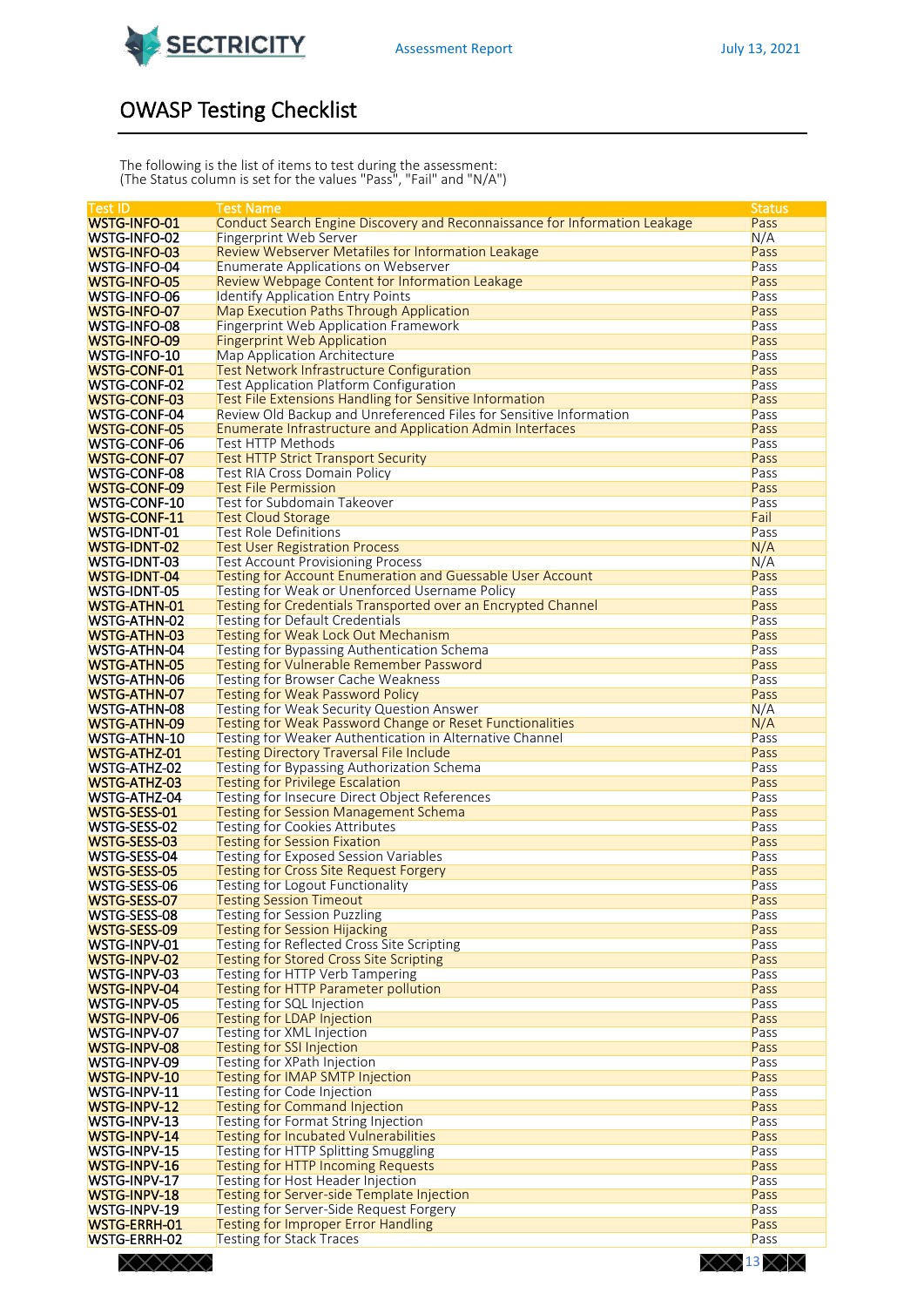# OWASP Testing Checklist

The following is the list of items to test during the assessment:
(The Status column is set for the values "Pass", "Fail" and "N/A")

| Test ID | Test Name | Status |
|---|---|---|
| WSTG-INFO-01 | Conduct Search Engine Discovery and Reconnaissance for Information Leakage | Pass |
| WSTG-INFO-02 | Fingerprint Web Server | N/A |
| WSTG-INFO-03 | Review Webserver Metafiles for Information Leakage | Pass |
| WSTG-INFO-04 | Enumerate Applications on Webserver | Pass |
| WSTG-INFO-05 | Review Webpage Content for Information Leakage | Pass |
| WSTG-INFO-06 | Identify Application Entry Points | Pass |
| WSTG-INFO-07 | Map Execution Paths Through Application | Pass |
| WSTG-INFO-08 | Fingerprint Web Application Framework | Pass |
| WSTG-INFO-09 | Fingerprint Web Application | Pass |
| WSTG-INFO-10 | Map Application Architecture | Pass |
| WSTG-CONF-01 | Test Network Infrastructure Configuration | Pass |
| WSTG-CONF-02 | Test Application Platform Configuration | Pass |
| WSTG-CONF-03 | Test File Extensions Handling for Sensitive Information | Pass |
| WSTG-CONF-04 | Review Old Backup and Unreferenced Files for Sensitive Information | Pass |
| WSTG-CONF-05 | Enumerate Infrastructure and Application Admin Interfaces | Pass |
| WSTG-CONF-06 | Test HTTP Methods | Pass |
| WSTG-CONF-07 | Test HTTP Strict Transport Security | Pass |
| WSTG-CONF-08 | Test RIA Cross Domain Policy | Pass |
| WSTG-CONF-09 | Test File Permission | Pass |
| WSTG-CONF-10 | Test for Subdomain Takeover | Pass |
| WSTG-CONF-11 | Test Cloud Storage | Fail |
| WSTG-IDNT-01 | Test Role Definitions | Pass |
| WSTG-IDNT-02 | Test User Registration Process | N/A |
| WSTG-IDNT-03 | Test Account Provisioning Process | N/A |
| WSTG-IDNT-04 | Testing for Account Enumeration and Guessable User Account | Pass |
| WSTG-IDNT-05 | Testing for Weak or Unenforced Username Policy | Pass |
| WSTG-ATHN-01 | Testing for Credentials Transported over an Encrypted Channel | Pass |
| WSTG-ATHN-02 | Testing for Default Credentials | Pass |
| WSTG-ATHN-03 | Testing for Weak Lock Out Mechanism | Pass |
| WSTG-ATHN-04 | Testing for Bypassing Authentication Schema | Pass |
| WSTG-ATHN-05 | Testing for Vulnerable Remember Password | Pass |
| WSTG-ATHN-06 | Testing for Browser Cache Weakness | Pass |
| WSTG-ATHN-07 | Testing for Weak Password Policy | Pass |
| WSTG-ATHN-08 | Testing for Weak Security Question Answer | N/A |
| WSTG-ATHN-09 | Testing for Weak Password Change or Reset Functionalities | N/A |
| WSTG-ATHN-10 | Testing for Weaker Authentication in Alternative Channel | Pass |
| WSTG-ATHZ-01 | Testing Directory Traversal File Include | Pass |
| WSTG-ATHZ-02 | Testing for Bypassing Authorization Schema | Pass |
| WSTG-ATHZ-03 | Testing for Privilege Escalation | Pass |
| WSTG-ATHZ-04 | Testing for Insecure Direct Object References | Pass |
| WSTG-SESS-01 | Testing for Session Management Schema | Pass |
| WSTG-SESS-02 | Testing for Cookies Attributes | Pass |
| WSTG-SESS-03 | Testing for Session Fixation | Pass |
| WSTG-SESS-04 | Testing for Exposed Session Variables | Pass |
| WSTG-SESS-05 | Testing for Cross Site Request Forgery | Pass |
| WSTG-SESS-06 | Testing for Logout Functionality | Pass |
| WSTG-SESS-07 | Testing Session Timeout | Pass |
| WSTG-SESS-08 | Testing for Session Puzzling | Pass |
| WSTG-SESS-09 | Testing for Session Hijacking | Pass |
| WSTG-INPV-01 | Testing for Reflected Cross Site Scripting | Pass |
| WSTG-INPV-02 | Testing for Stored Cross Site Scripting | Pass |
| WSTG-INPV-03 | Testing for HTTP Verb Tampering | Pass |
| WSTG-INPV-04 | Testing for HTTP Parameter pollution | Pass |
| WSTG-INPV-05 | Testing for SQL Injection | Pass |
| WSTG-INPV-06 | Testing for LDAP Injection | Pass |
| WSTG-INPV-07 | Testing for XML Injection | Pass |
| WSTG-INPV-08 | Testing for SSI Injection | Pass |
| WSTG-INPV-09 | Testing for XPath Injection | Pass |
| WSTG-INPV-10 | Testing for IMAP SMTP Injection | Pass |
| WSTG-INPV-11 | Testing for Code Injection | Pass |
| WSTG-INPV-12 | Testing for Command Injection | Pass |
| WSTG-INPV-13 | Testing for Format String Injection | Pass |
| WSTG-INPV-14 | Testing for Incubated Vulnerabilities | Pass |
| WSTG-INPV-15 | Testing for HTTP Splitting Smuggling | Pass |
| WSTG-INPV-16 | Testing for HTTP Incoming Requests | Pass |
| WSTG-INPV-17 | Testing for Host Header Injection | Pass |
| WSTG-INPV-18 | Testing for Server-side Template Injection | Pass |
| WSTG-INPV-19 | Testing for Server-Side Request Forgery | Pass |
| WSTG-ERRH-01 | Testing for Improper Error Handling | Pass |
| WSTG-ERRH-02 | Testing for Stack Traces | Pass |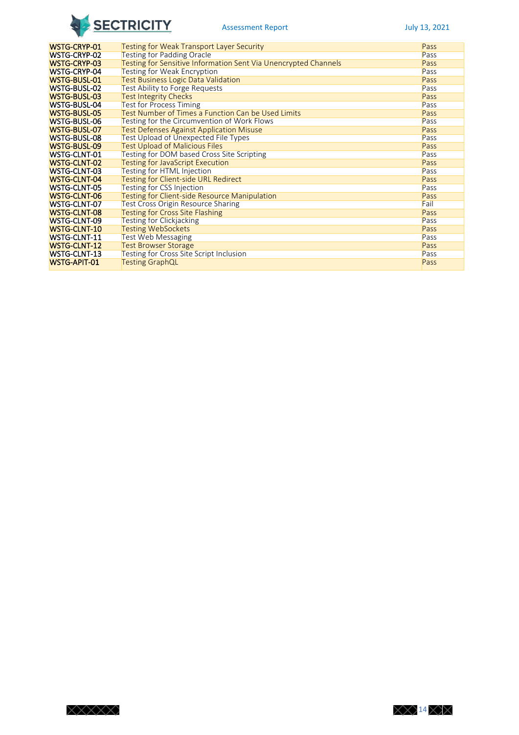| | | |
|---|---|---|
| WSTG-CRYP-01 | Testing for Weak Transport Layer Security | Pass |
| WSTG-CRYP-02 | Testing for Padding Oracle | Pass |
| WSTG-CRYP-03 | Testing for Sensitive Information Sent Via Unencrypted Channels | Pass |
| WSTG-CRYP-04 | Testing for Weak Encryption | Pass |
| WSTG-BUSL-01 | Test Business Logic Data Validation | Pass |
| WSTG-BUSL-02 | Test Ability to Forge Requests | Pass |
| WSTG-BUSL-03 | Test Integrity Checks | Pass |
| WSTG-BUSL-04 | Test for Process Timing | Pass |
| WSTG-BUSL-05 | Test Number of Times a Function Can be Used Limits | Pass |
| WSTG-BUSL-06 | Testing for the Circumvention of Work Flows | Pass |
| WSTG-BUSL-07 | Test Defenses Against Application Misuse | Pass |
| WSTG-BUSL-08 | Test Upload of Unexpected File Types | Pass |
| WSTG-BUSL-09 | Test Upload of Malicious Files | Pass |
| WSTG-CLNT-01 | Testing for DOM based Cross Site Scripting | Pass |
| WSTG-CLNT-02 | Testing for JavaScript Execution | Pass |
| WSTG-CLNT-03 | Testing for HTML Injection | Pass |
| WSTG-CLNT-04 | Testing for Client-side URL Redirect | Pass |
| WSTG-CLNT-05 | Testing for CSS Injection | Pass |
| WSTG-CLNT-06 | Testing for Client-side Resource Manipulation | Pass |
| WSTG-CLNT-07 | Test Cross Origin Resource Sharing | Fail |
| WSTG-CLNT-08 | Testing for Cross Site Flashing | Pass |
| WSTG-CLNT-09 | Testing for Clickjacking | Pass |
| WSTG-CLNT-10 | Testing WebSockets | Pass |
| WSTG-CLNT-11 | Test Web Messaging | Pass |
| WSTG-CLNT-12 | Test Browser Storage | Pass |
| WSTG-CLNT-13 | Testing for Cross Site Script Inclusion | Pass |
| WSTG-APIT-01 | Testing GraphQL | Pass |